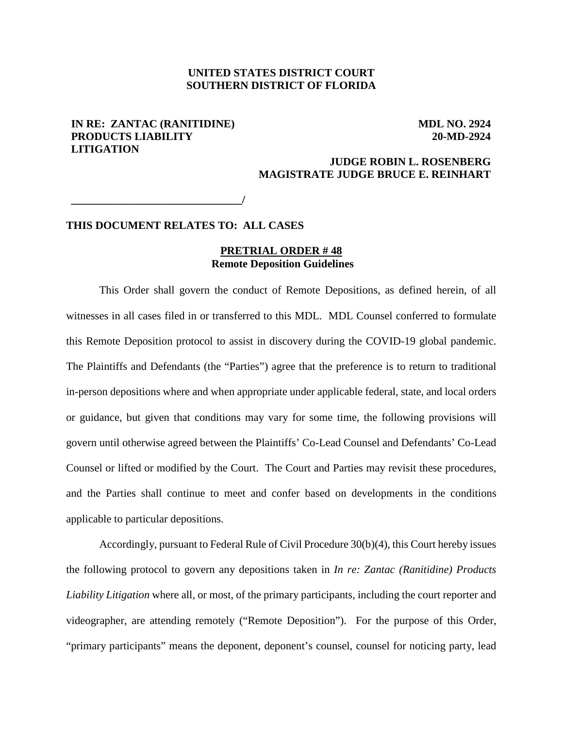**UNITED STATES DISTRICT COURT**
**SOUTHERN DISTRICT OF FLORIDA**

**IN RE: ZANTAC (RANITIDINE) PRODUCTS LIABILITY LITIGATION**

**MDL NO. 2924**
**20-MD-2924**

**JUDGE ROBIN L. ROSENBERG**
**MAGISTRATE JUDGE BRUCE E. REINHART**

**______________________________/**

**THIS DOCUMENT RELATES TO: ALL CASES**

**<u>PRETRIAL ORDER # 48</u>**
**Remote Deposition Guidelines**

This Order shall govern the conduct of Remote Depositions, as defined herein, of all witnesses in all cases filed in or transferred to this MDL. MDL Counsel conferred to formulate this Remote Deposition protocol to assist in discovery during the COVID-19 global pandemic. The Plaintiffs and Defendants (the "Parties") agree that the preference is to return to traditional in-person depositions where and when appropriate under applicable federal, state, and local orders or guidance, but given that conditions may vary for some time, the following provisions will govern until otherwise agreed between the Plaintiffs' Co-Lead Counsel and Defendants' Co-Lead Counsel or lifted or modified by the Court. The Court and Parties may revisit these procedures, and the Parties shall continue to meet and confer based on developments in the conditions applicable to particular depositions.

Accordingly, pursuant to Federal Rule of Civil Procedure 30(b)(4), this Court hereby issues the following protocol to govern any depositions taken in *In re: Zantac (Ranitidine) Products Liability Litigation* where all, or most, of the primary participants, including the court reporter and videographer, are attending remotely ("Remote Deposition"). For the purpose of this Order, "primary participants" means the deponent, deponent's counsel, counsel for noticing party, lead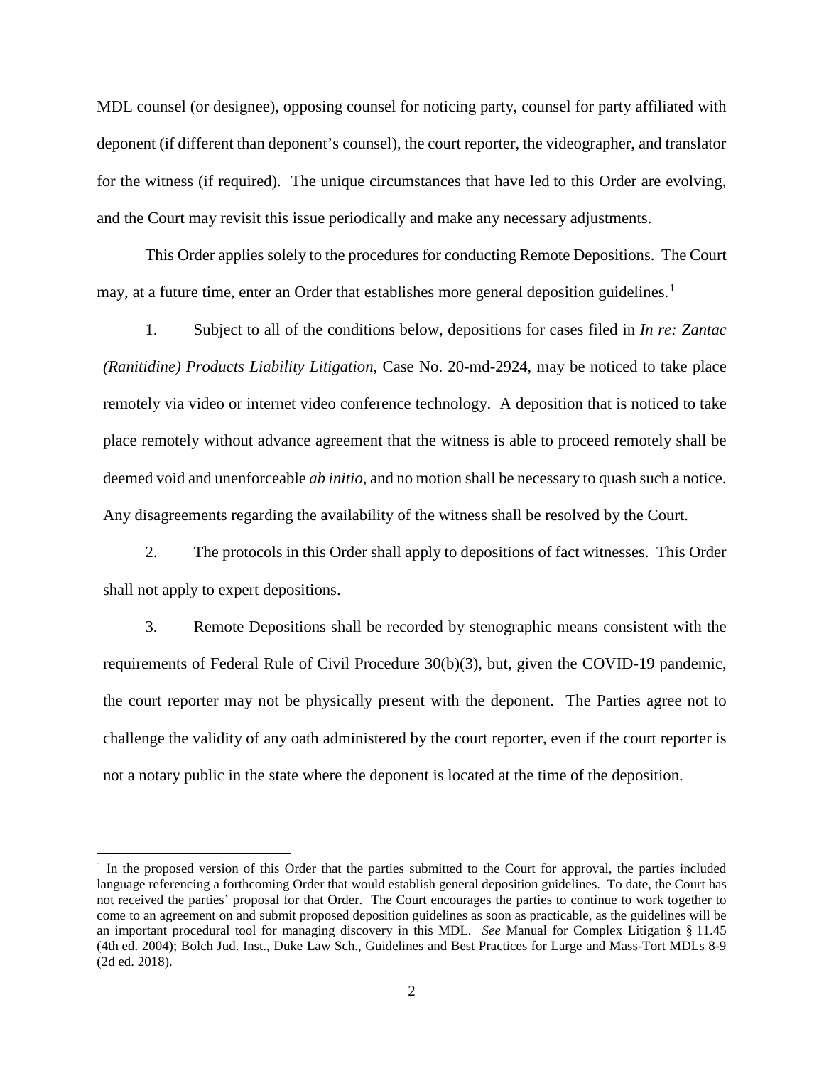MDL counsel (or designee), opposing counsel for noticing party, counsel for party affiliated with deponent (if different than deponent's counsel), the court reporter, the videographer, and translator for the witness (if required). The unique circumstances that have led to this Order are evolving, and the Court may revisit this issue periodically and make any necessary adjustments.

This Order applies solely to the procedures for conducting Remote Depositions. The Court may, at a future time, enter an Order that establishes more general deposition guidelines.[1]

1. Subject to all of the conditions below, depositions for cases filed in *In re: Zantac (Ranitidine) Products Liability Litigation*, Case No. 20-md-2924, may be noticed to take place remotely via video or internet video conference technology. A deposition that is noticed to take place remotely without advance agreement that the witness is able to proceed remotely shall be deemed void and unenforceable *ab initio*, and no motion shall be necessary to quash such a notice. Any disagreements regarding the availability of the witness shall be resolved by the Court.

2. The protocols in this Order shall apply to depositions of fact witnesses. This Order shall not apply to expert depositions.

3. Remote Depositions shall be recorded by stenographic means consistent with the requirements of Federal Rule of Civil Procedure 30(b)(3), but, given the COVID-19 pandemic, the court reporter may not be physically present with the deponent. The Parties agree not to challenge the validity of any oath administered by the court reporter, even if the court reporter is not a notary public in the state where the deponent is located at the time of the deposition.

---

[1] In the proposed version of this Order that the parties submitted to the Court for approval, the parties included language referencing a forthcoming Order that would establish general deposition guidelines. To date, the Court has not received the parties' proposal for that Order. The Court encourages the parties to continue to work together to come to an agreement on and submit proposed deposition guidelines as soon as practicable, as the guidelines will be an important procedural tool for managing discovery in this MDL. *See* Manual for Complex Litigation § 11.45 (4th ed. 2004); Bolch Jud. Inst., Duke Law Sch., Guidelines and Best Practices for Large and Mass-Tort MDLs 8-9 (2d ed. 2018).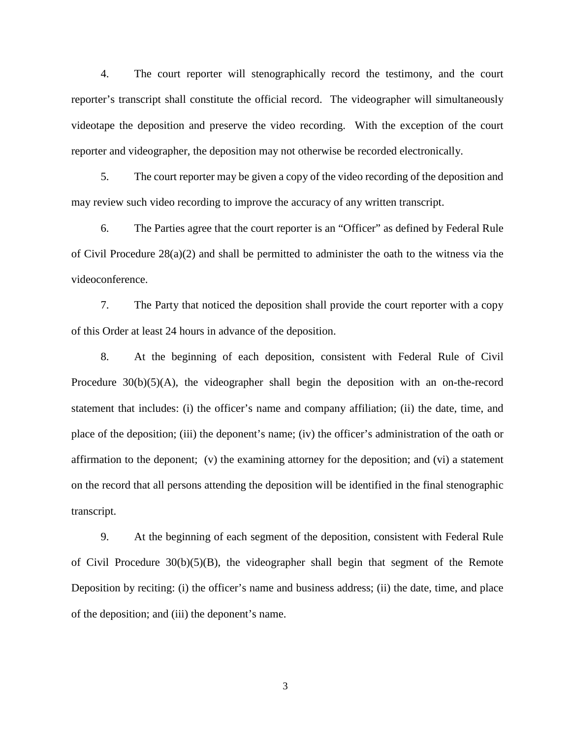4. The court reporter will stenographically record the testimony, and the court reporter's transcript shall constitute the official record. The videographer will simultaneously videotape the deposition and preserve the video recording. With the exception of the court reporter and videographer, the deposition may not otherwise be recorded electronically.

5. The court reporter may be given a copy of the video recording of the deposition and may review such video recording to improve the accuracy of any written transcript.

6. The Parties agree that the court reporter is an "Officer" as defined by Federal Rule of Civil Procedure 28(a)(2) and shall be permitted to administer the oath to the witness via the videoconference.

7. The Party that noticed the deposition shall provide the court reporter with a copy of this Order at least 24 hours in advance of the deposition.

8. At the beginning of each deposition, consistent with Federal Rule of Civil Procedure 30(b)(5)(A), the videographer shall begin the deposition with an on-the-record statement that includes: (i) the officer's name and company affiliation; (ii) the date, time, and place of the deposition; (iii) the deponent's name; (iv) the officer's administration of the oath or affirmation to the deponent; (v) the examining attorney for the deposition; and (vi) a statement on the record that all persons attending the deposition will be identified in the final stenographic transcript.

9. At the beginning of each segment of the deposition, consistent with Federal Rule of Civil Procedure 30(b)(5)(B), the videographer shall begin that segment of the Remote Deposition by reciting: (i) the officer's name and business address; (ii) the date, time, and place of the deposition; and (iii) the deponent's name.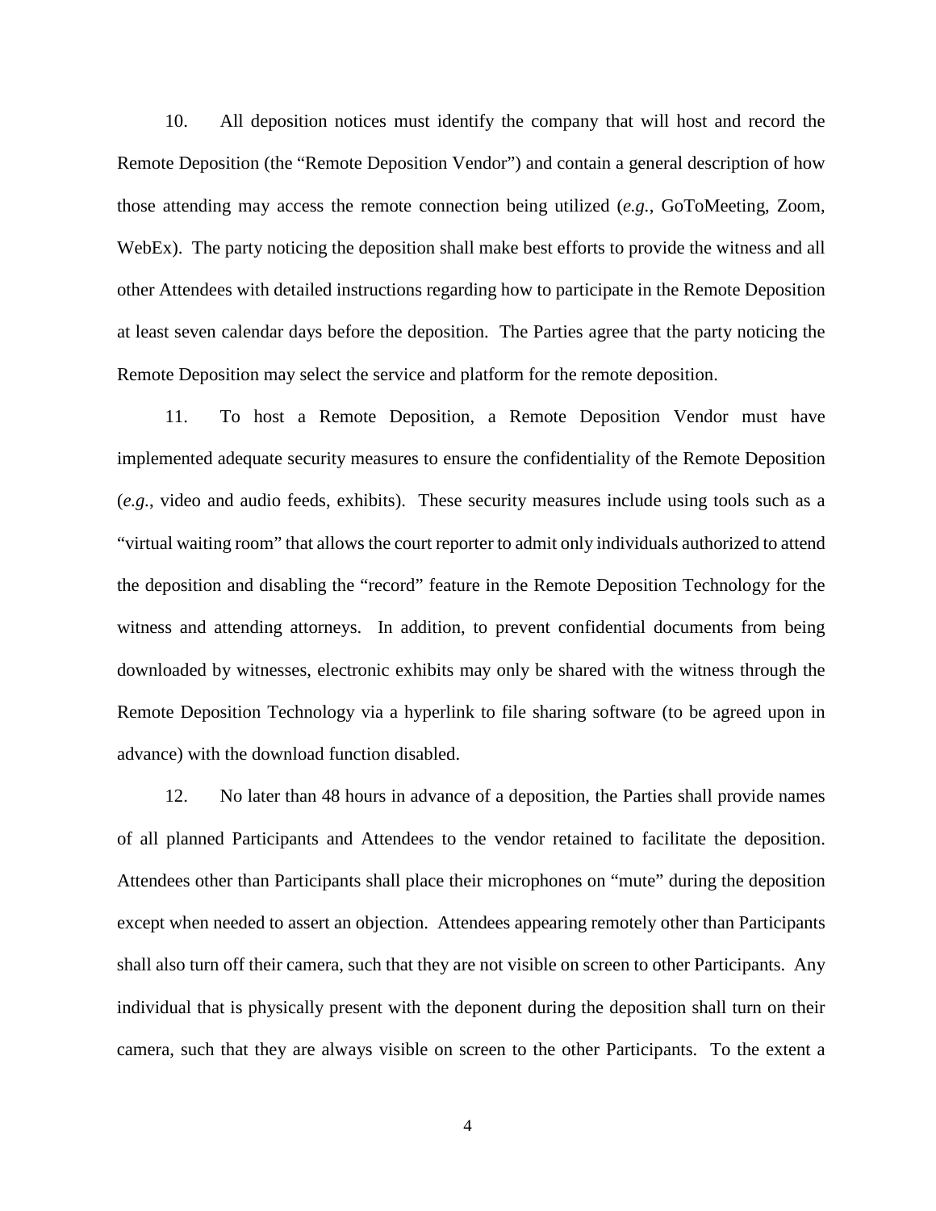10. All deposition notices must identify the company that will host and record the Remote Deposition (the "Remote Deposition Vendor") and contain a general description of how those attending may access the remote connection being utilized (*e.g.*, GoToMeeting, Zoom, WebEx). The party noticing the deposition shall make best efforts to provide the witness and all other Attendees with detailed instructions regarding how to participate in the Remote Deposition at least seven calendar days before the deposition. The Parties agree that the party noticing the Remote Deposition may select the service and platform for the remote deposition.

11. To host a Remote Deposition, a Remote Deposition Vendor must have implemented adequate security measures to ensure the confidentiality of the Remote Deposition (*e.g.*, video and audio feeds, exhibits). These security measures include using tools such as a "virtual waiting room" that allows the court reporter to admit only individuals authorized to attend the deposition and disabling the "record" feature in the Remote Deposition Technology for the witness and attending attorneys. In addition, to prevent confidential documents from being downloaded by witnesses, electronic exhibits may only be shared with the witness through the Remote Deposition Technology via a hyperlink to file sharing software (to be agreed upon in advance) with the download function disabled.

12. No later than 48 hours in advance of a deposition, the Parties shall provide names of all planned Participants and Attendees to the vendor retained to facilitate the deposition. Attendees other than Participants shall place their microphones on "mute" during the deposition except when needed to assert an objection. Attendees appearing remotely other than Participants shall also turn off their camera, such that they are not visible on screen to other Participants. Any individual that is physically present with the deponent during the deposition shall turn on their camera, such that they are always visible on screen to the other Participants. To the extent a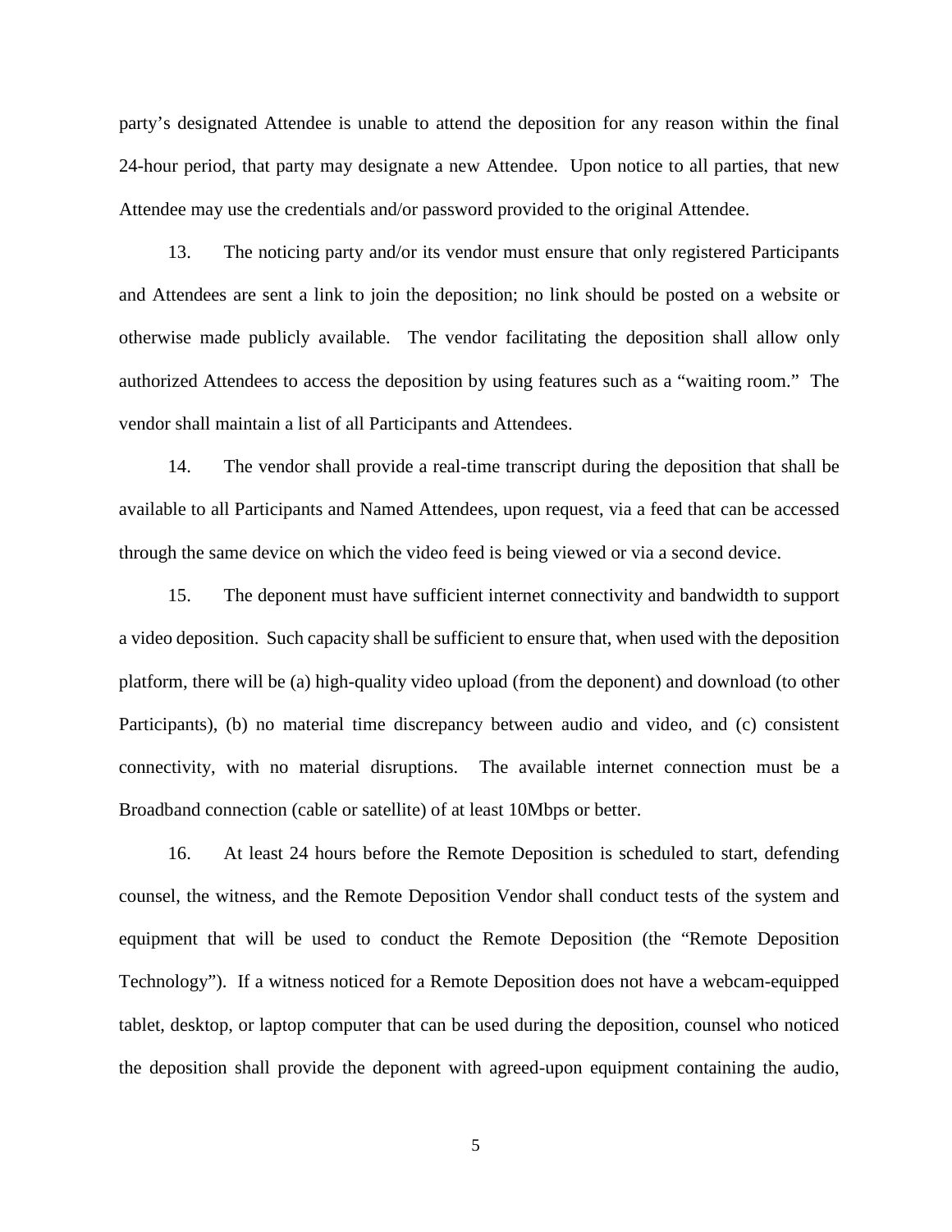party's designated Attendee is unable to attend the deposition for any reason within the final 24-hour period, that party may designate a new Attendee. Upon notice to all parties, that new Attendee may use the credentials and/or password provided to the original Attendee.

13. The noticing party and/or its vendor must ensure that only registered Participants and Attendees are sent a link to join the deposition; no link should be posted on a website or otherwise made publicly available. The vendor facilitating the deposition shall allow only authorized Attendees to access the deposition by using features such as a "waiting room." The vendor shall maintain a list of all Participants and Attendees.

14. The vendor shall provide a real-time transcript during the deposition that shall be available to all Participants and Named Attendees, upon request, via a feed that can be accessed through the same device on which the video feed is being viewed or via a second device.

15. The deponent must have sufficient internet connectivity and bandwidth to support a video deposition. Such capacity shall be sufficient to ensure that, when used with the deposition platform, there will be (a) high-quality video upload (from the deponent) and download (to other Participants), (b) no material time discrepancy between audio and video, and (c) consistent connectivity, with no material disruptions. The available internet connection must be a Broadband connection (cable or satellite) of at least 10Mbps or better.

16. At least 24 hours before the Remote Deposition is scheduled to start, defending counsel, the witness, and the Remote Deposition Vendor shall conduct tests of the system and equipment that will be used to conduct the Remote Deposition (the "Remote Deposition Technology"). If a witness noticed for a Remote Deposition does not have a webcam-equipped tablet, desktop, or laptop computer that can be used during the deposition, counsel who noticed the deposition shall provide the deponent with agreed-upon equipment containing the audio,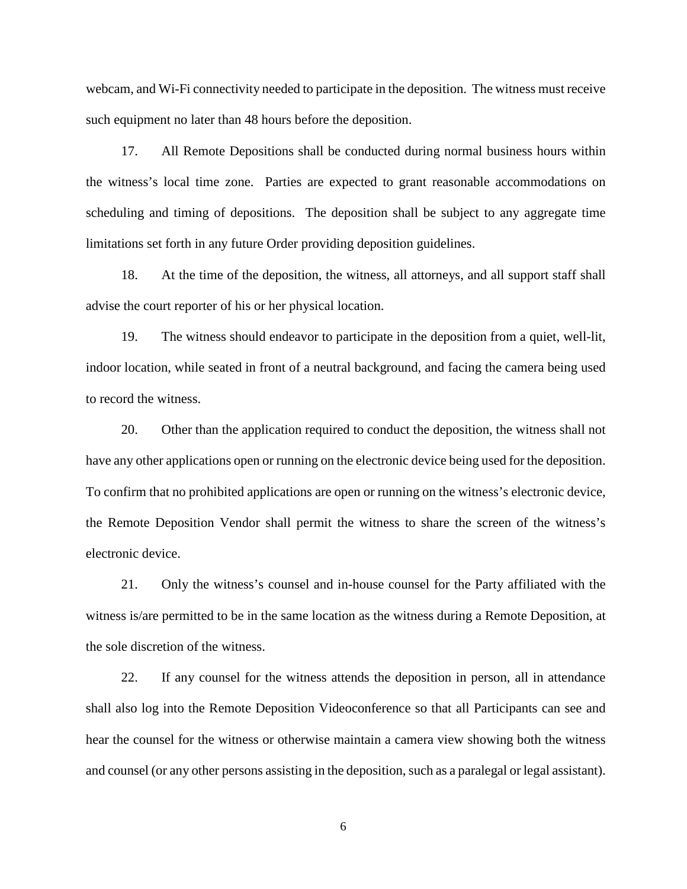webcam, and Wi-Fi connectivity needed to participate in the deposition. The witness must receive such equipment no later than 48 hours before the deposition.

17. All Remote Depositions shall be conducted during normal business hours within the witness's local time zone. Parties are expected to grant reasonable accommodations on scheduling and timing of depositions. The deposition shall be subject to any aggregate time limitations set forth in any future Order providing deposition guidelines.

18. At the time of the deposition, the witness, all attorneys, and all support staff shall advise the court reporter of his or her physical location.

19. The witness should endeavor to participate in the deposition from a quiet, well-lit, indoor location, while seated in front of a neutral background, and facing the camera being used to record the witness.

20. Other than the application required to conduct the deposition, the witness shall not have any other applications open or running on the electronic device being used for the deposition. To confirm that no prohibited applications are open or running on the witness's electronic device, the Remote Deposition Vendor shall permit the witness to share the screen of the witness's electronic device.

21. Only the witness's counsel and in-house counsel for the Party affiliated with the witness is/are permitted to be in the same location as the witness during a Remote Deposition, at the sole discretion of the witness.

22. If any counsel for the witness attends the deposition in person, all in attendance shall also log into the Remote Deposition Videoconference so that all Participants can see and hear the counsel for the witness or otherwise maintain a camera view showing both the witness and counsel (or any other persons assisting in the deposition, such as a paralegal or legal assistant).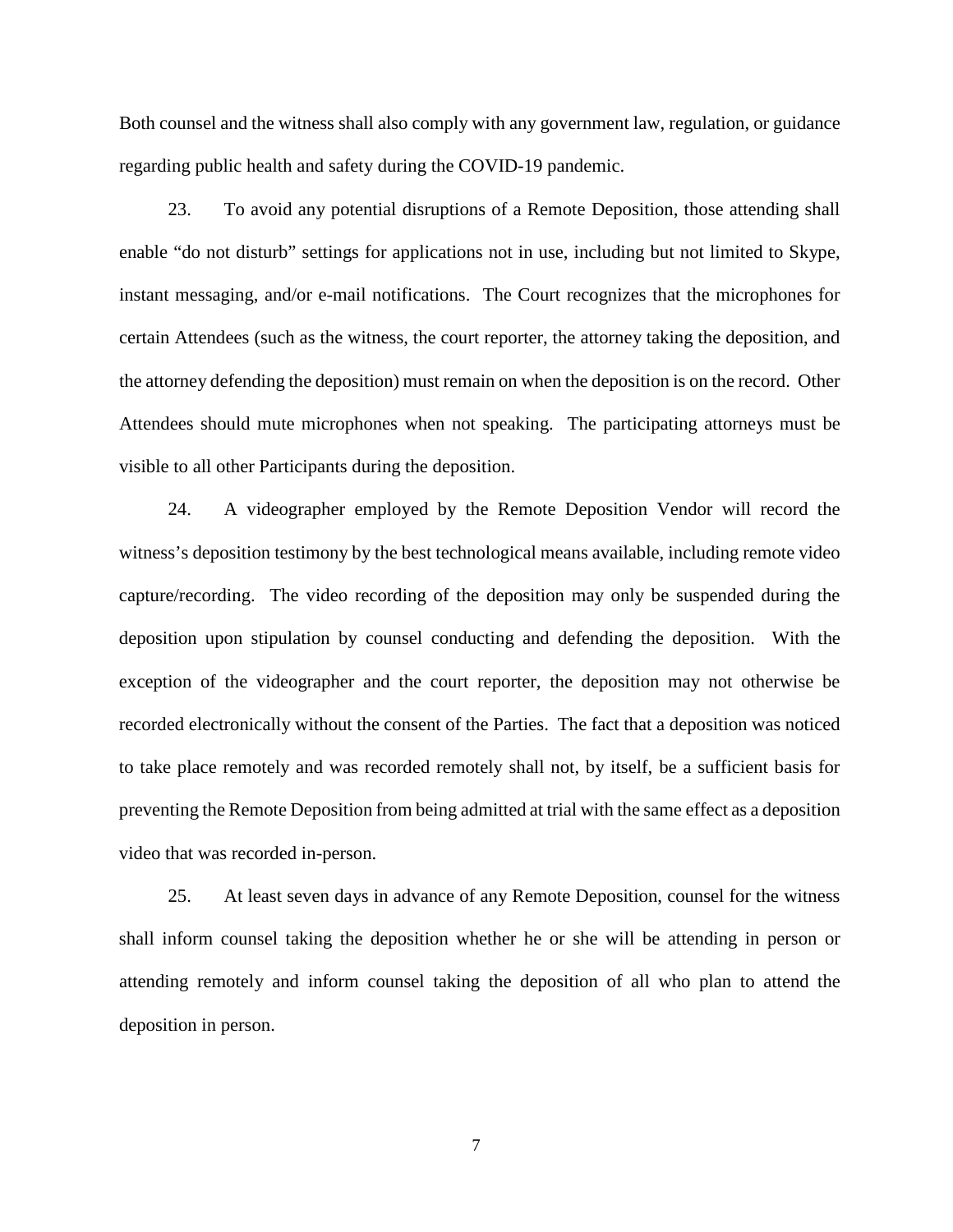Both counsel and the witness shall also comply with any government law, regulation, or guidance regarding public health and safety during the COVID-19 pandemic.

23. To avoid any potential disruptions of a Remote Deposition, those attending shall enable "do not disturb" settings for applications not in use, including but not limited to Skype, instant messaging, and/or e-mail notifications. The Court recognizes that the microphones for certain Attendees (such as the witness, the court reporter, the attorney taking the deposition, and the attorney defending the deposition) must remain on when the deposition is on the record. Other Attendees should mute microphones when not speaking. The participating attorneys must be visible to all other Participants during the deposition.

24. A videographer employed by the Remote Deposition Vendor will record the witness's deposition testimony by the best technological means available, including remote video capture/recording. The video recording of the deposition may only be suspended during the deposition upon stipulation by counsel conducting and defending the deposition. With the exception of the videographer and the court reporter, the deposition may not otherwise be recorded electronically without the consent of the Parties. The fact that a deposition was noticed to take place remotely and was recorded remotely shall not, by itself, be a sufficient basis for preventing the Remote Deposition from being admitted at trial with the same effect as a deposition video that was recorded in-person.

25. At least seven days in advance of any Remote Deposition, counsel for the witness shall inform counsel taking the deposition whether he or she will be attending in person or attending remotely and inform counsel taking the deposition of all who plan to attend the deposition in person.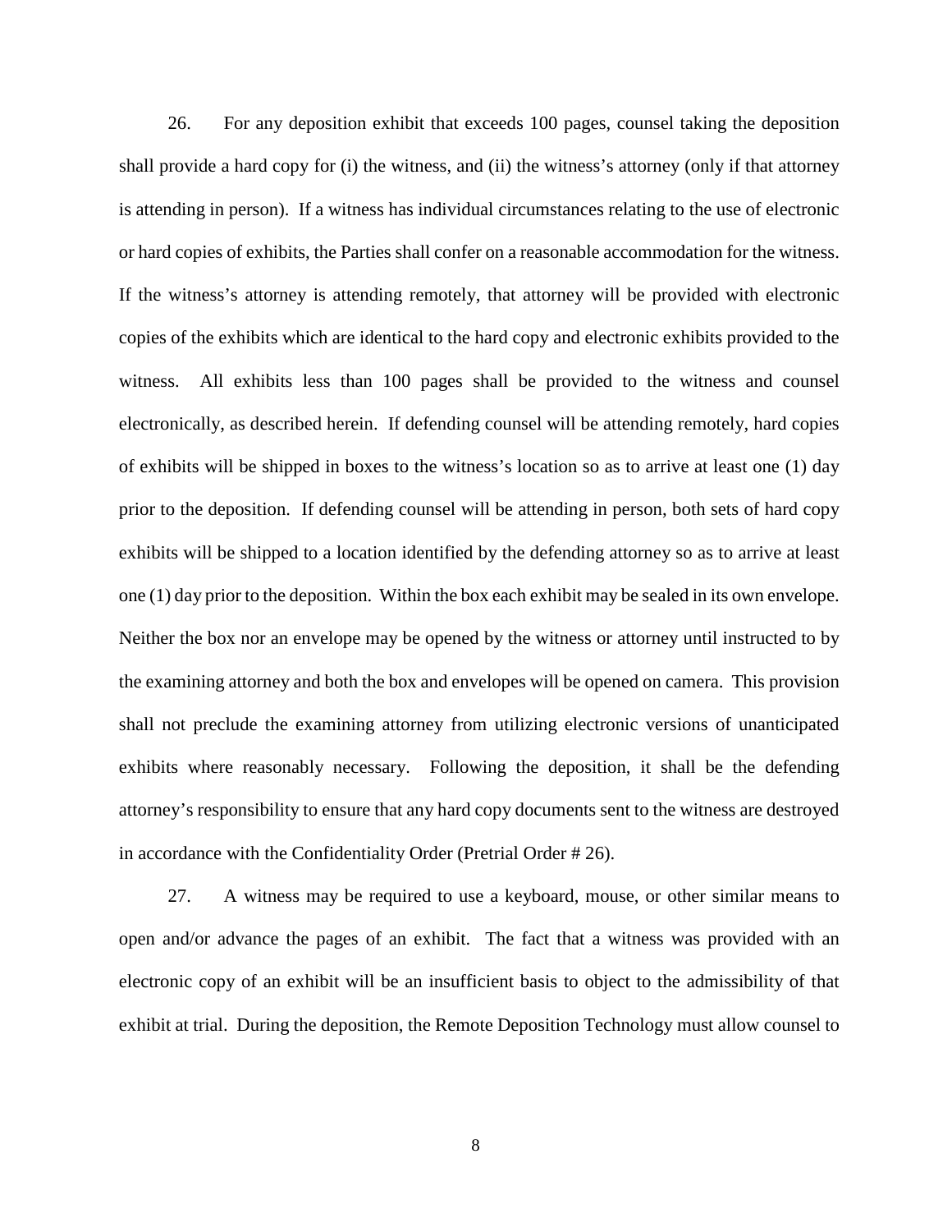26. For any deposition exhibit that exceeds 100 pages, counsel taking the deposition shall provide a hard copy for (i) the witness, and (ii) the witness's attorney (only if that attorney is attending in person). If a witness has individual circumstances relating to the use of electronic or hard copies of exhibits, the Parties shall confer on a reasonable accommodation for the witness. If the witness's attorney is attending remotely, that attorney will be provided with electronic copies of the exhibits which are identical to the hard copy and electronic exhibits provided to the witness. All exhibits less than 100 pages shall be provided to the witness and counsel electronically, as described herein. If defending counsel will be attending remotely, hard copies of exhibits will be shipped in boxes to the witness's location so as to arrive at least one (1) day prior to the deposition. If defending counsel will be attending in person, both sets of hard copy exhibits will be shipped to a location identified by the defending attorney so as to arrive at least one (1) day prior to the deposition. Within the box each exhibit may be sealed in its own envelope. Neither the box nor an envelope may be opened by the witness or attorney until instructed to by the examining attorney and both the box and envelopes will be opened on camera. This provision shall not preclude the examining attorney from utilizing electronic versions of unanticipated exhibits where reasonably necessary. Following the deposition, it shall be the defending attorney's responsibility to ensure that any hard copy documents sent to the witness are destroyed in accordance with the Confidentiality Order (Pretrial Order # 26).

27. A witness may be required to use a keyboard, mouse, or other similar means to open and/or advance the pages of an exhibit. The fact that a witness was provided with an electronic copy of an exhibit will be an insufficient basis to object to the admissibility of that exhibit at trial. During the deposition, the Remote Deposition Technology must allow counsel to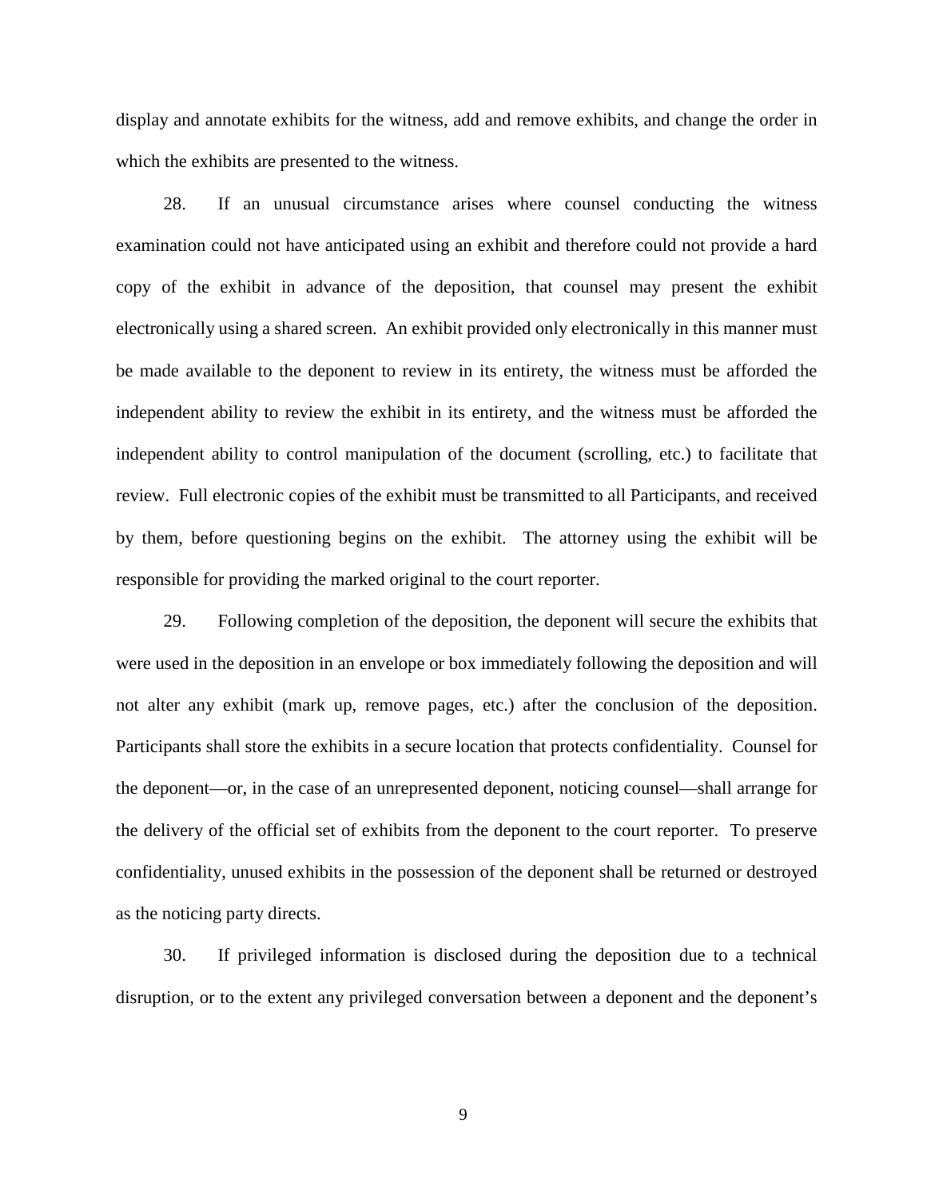display and annotate exhibits for the witness, add and remove exhibits, and change the order in which the exhibits are presented to the witness.

28. If an unusual circumstance arises where counsel conducting the witness examination could not have anticipated using an exhibit and therefore could not provide a hard copy of the exhibit in advance of the deposition, that counsel may present the exhibit electronically using a shared screen. An exhibit provided only electronically in this manner must be made available to the deponent to review in its entirety, the witness must be afforded the independent ability to review the exhibit in its entirety, and the witness must be afforded the independent ability to control manipulation of the document (scrolling, etc.) to facilitate that review. Full electronic copies of the exhibit must be transmitted to all Participants, and received by them, before questioning begins on the exhibit. The attorney using the exhibit will be responsible for providing the marked original to the court reporter.

29. Following completion of the deposition, the deponent will secure the exhibits that were used in the deposition in an envelope or box immediately following the deposition and will not alter any exhibit (mark up, remove pages, etc.) after the conclusion of the deposition. Participants shall store the exhibits in a secure location that protects confidentiality. Counsel for the deponent—or, in the case of an unrepresented deponent, noticing counsel—shall arrange for the delivery of the official set of exhibits from the deponent to the court reporter. To preserve confidentiality, unused exhibits in the possession of the deponent shall be returned or destroyed as the noticing party directs.

30. If privileged information is disclosed during the deposition due to a technical disruption, or to the extent any privileged conversation between a deponent and the deponent's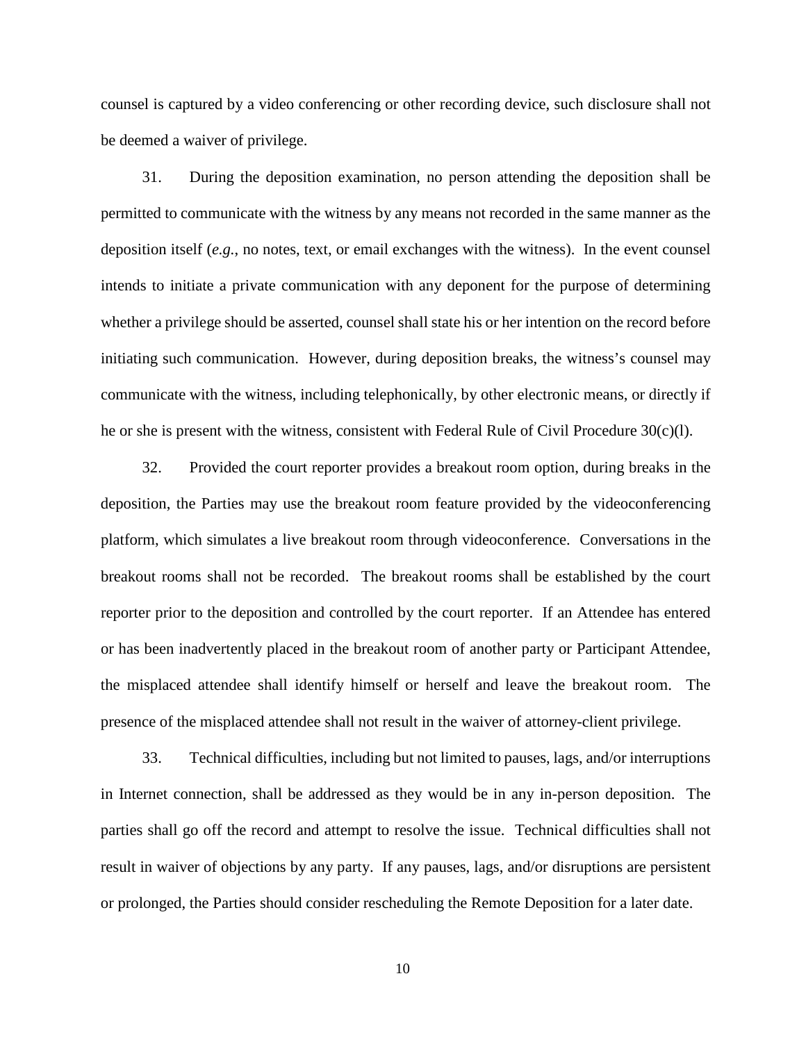counsel is captured by a video conferencing or other recording device, such disclosure shall not be deemed a waiver of privilege.

31. During the deposition examination, no person attending the deposition shall be permitted to communicate with the witness by any means not recorded in the same manner as the deposition itself (*e.g.*, no notes, text, or email exchanges with the witness). In the event counsel intends to initiate a private communication with any deponent for the purpose of determining whether a privilege should be asserted, counsel shall state his or her intention on the record before initiating such communication. However, during deposition breaks, the witness's counsel may communicate with the witness, including telephonically, by other electronic means, or directly if he or she is present with the witness, consistent with Federal Rule of Civil Procedure 30(c)(l).

32. Provided the court reporter provides a breakout room option, during breaks in the deposition, the Parties may use the breakout room feature provided by the videoconferencing platform, which simulates a live breakout room through videoconference. Conversations in the breakout rooms shall not be recorded. The breakout rooms shall be established by the court reporter prior to the deposition and controlled by the court reporter. If an Attendee has entered or has been inadvertently placed in the breakout room of another party or Participant Attendee, the misplaced attendee shall identify himself or herself and leave the breakout room. The presence of the misplaced attendee shall not result in the waiver of attorney-client privilege.

33. Technical difficulties, including but not limited to pauses, lags, and/or interruptions in Internet connection, shall be addressed as they would be in any in-person deposition. The parties shall go off the record and attempt to resolve the issue. Technical difficulties shall not result in waiver of objections by any party. If any pauses, lags, and/or disruptions are persistent or prolonged, the Parties should consider rescheduling the Remote Deposition for a later date.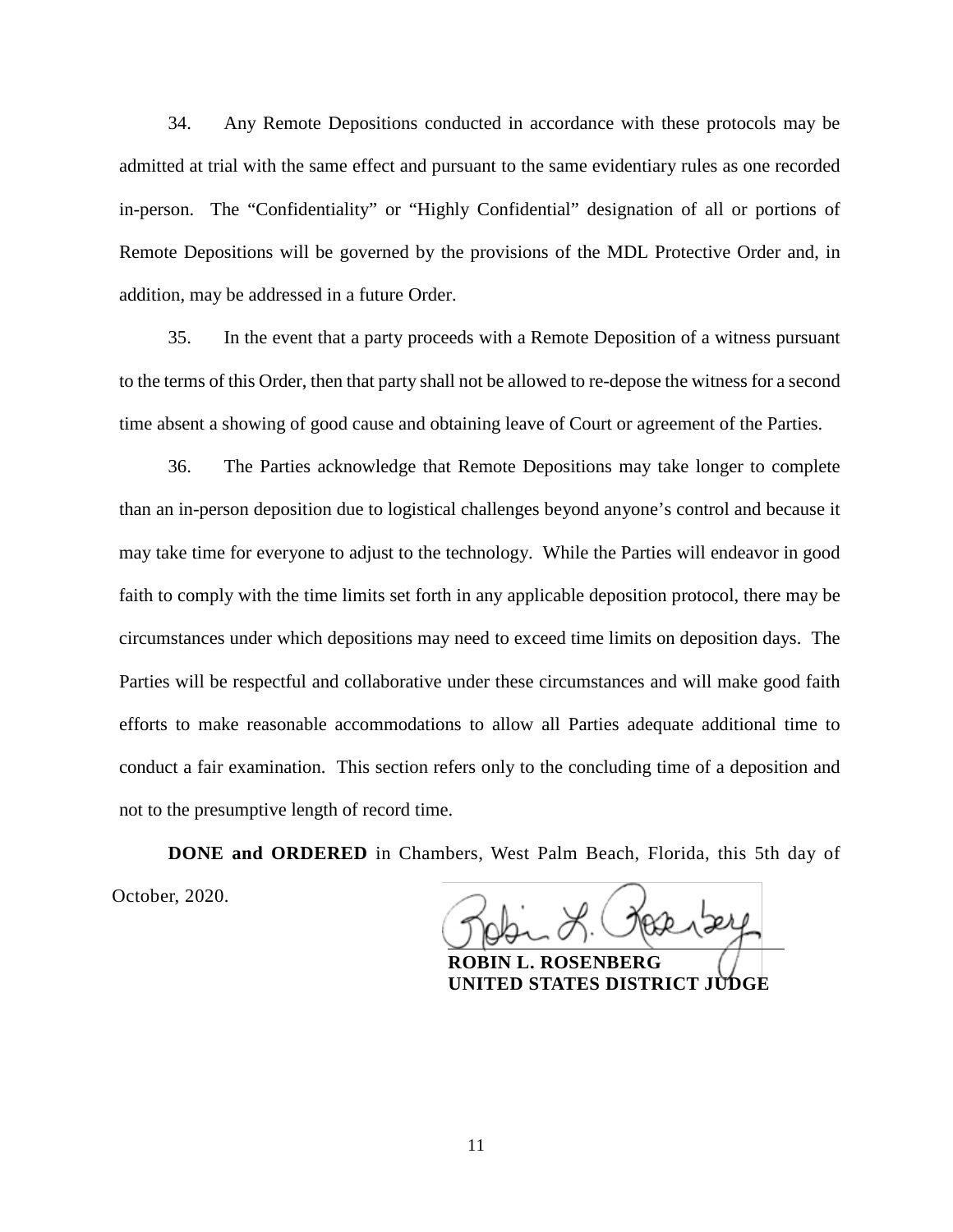34. Any Remote Depositions conducted in accordance with these protocols may be admitted at trial with the same effect and pursuant to the same evidentiary rules as one recorded in-person. The "Confidentiality" or "Highly Confidential" designation of all or portions of Remote Depositions will be governed by the provisions of the MDL Protective Order and, in addition, may be addressed in a future Order.

35. In the event that a party proceeds with a Remote Deposition of a witness pursuant to the terms of this Order, then that party shall not be allowed to re-depose the witness for a second time absent a showing of good cause and obtaining leave of Court or agreement of the Parties.

36. The Parties acknowledge that Remote Depositions may take longer to complete than an in-person deposition due to logistical challenges beyond anyone's control and because it may take time for everyone to adjust to the technology. While the Parties will endeavor in good faith to comply with the time limits set forth in any applicable deposition protocol, there may be circumstances under which depositions may need to exceed time limits on deposition days. The Parties will be respectful and collaborative under these circumstances and will make good faith efforts to make reasonable accommodations to allow all Parties adequate additional time to conduct a fair examination. This section refers only to the concluding time of a deposition and not to the presumptive length of record time.

**DONE and ORDERED** in Chambers, West Palm Beach, Florida, this 5th day of October, 2020.

**ROBIN L. ROSENBERG**
**UNITED STATES DISTRICT JUDGE**